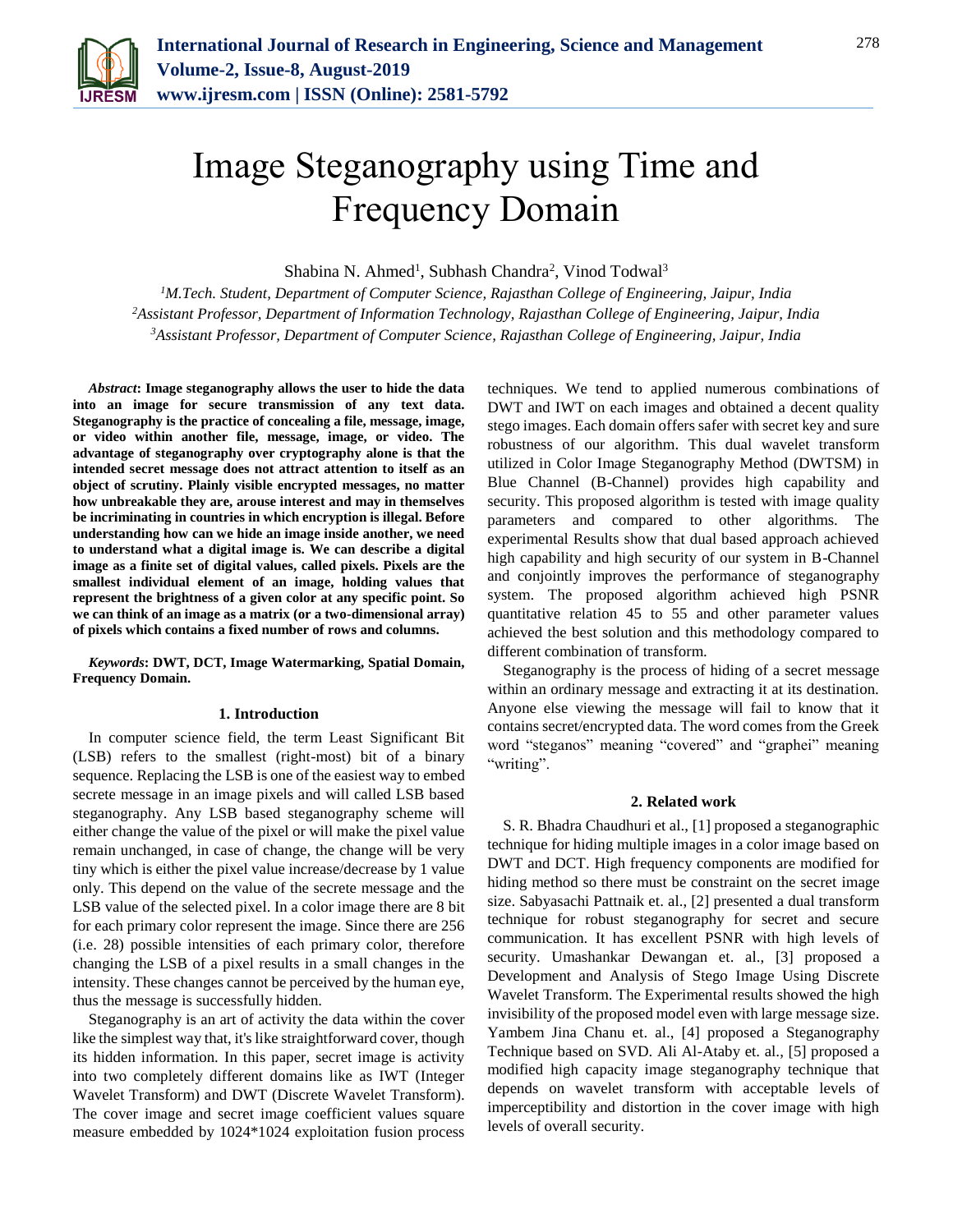# Image Steganography using Time and Frequency Domain

Shabina N. Ahmed[1], Subhash Chandra[2], Vinod Todwal[3]

[1]*M.Tech. Student, Department of Computer Science, Rajasthan College of Engineering, Jaipur, India*
[2]*Assistant Professor, Department of Information Technology, Rajasthan College of Engineering, Jaipur, India*
[3]*Assistant Professor, Department of Computer Science, Rajasthan College of Engineering, Jaipur, India*

***Abstract*: Image steganography allows the user to hide the data into an image for secure transmission of any text data. Steganography is the practice of concealing a file, message, image, or video within another file, message, image, or video. The advantage of steganography over cryptography alone is that the intended secret message does not attract attention to itself as an object of scrutiny. Plainly visible encrypted messages, no matter how unbreakable they are, arouse interest and may in themselves be incriminating in countries in which encryption is illegal. Before understanding how can we hide an image inside another, we need to understand what a digital image is. We can describe a digital image as a finite set of digital values, called pixels. Pixels are the smallest individual element of an image, holding values that represent the brightness of a given color at any specific point. So we can think of an image as a matrix (or a two-dimensional array) of pixels which contains a fixed number of rows and columns.**

***Keywords*: DWT, DCT, Image Watermarking, Spatial Domain, Frequency Domain.**

## 1. Introduction

In computer science field, the term Least Significant Bit (LSB) refers to the smallest (right-most) bit of a binary sequence. Replacing the LSB is one of the easiest way to embed secrete message in an image pixels and will called LSB based steganography. Any LSB based steganography scheme will either change the value of the pixel or will make the pixel value remain unchanged, in case of change, the change will be very tiny which is either the pixel value increase/decrease by 1 value only. This depend on the value of the secrete message and the LSB value of the selected pixel. In a color image there are 8 bit for each primary color represent the image. Since there are 256 (i.e. 28) possible intensities of each primary color, therefore changing the LSB of a pixel results in a small changes in the intensity. These changes cannot be perceived by the human eye, thus the message is successfully hidden.

Steganography is an art of activity the data within the cover like the simplest way that, it's like straightforward cover, though its hidden information. In this paper, secret image is activity into two completely different domains like as IWT (Integer Wavelet Transform) and DWT (Discrete Wavelet Transform). The cover image and secret image coefficient values square measure embedded by 1024*1024 exploitation fusion process techniques. We tend to applied numerous combinations of DWT and IWT on each images and obtained a decent quality stego images. Each domain offers safer with secret key and sure robustness of our algorithm. This dual wavelet transform utilized in Color Image Steganography Method (DWTSM) in Blue Channel (B-Channel) provides high capability and security. This proposed algorithm is tested with image quality parameters and compared to other algorithms. The experimental Results show that dual based approach achieved high capability and high security of our system in B-Channel and conjointly improves the performance of steganography system. The proposed algorithm achieved high PSNR quantitative relation 45 to 55 and other parameter values achieved the best solution and this methodology compared to different combination of transform.

Steganography is the process of hiding of a secret message within an ordinary message and extracting it at its destination. Anyone else viewing the message will fail to know that it contains secret/encrypted data. The word comes from the Greek word "steganos" meaning "covered" and "graphei" meaning "writing".

## 2. Related work

S. R. Bhadra Chaudhuri et al., [1] proposed a steganographic technique for hiding multiple images in a color image based on DWT and DCT. High frequency components are modified for hiding method so there must be constraint on the secret image size. Sabyasachi Pattnaik et. al., [2] presented a dual transform technique for robust steganography for secret and secure communication. It has excellent PSNR with high levels of security. Umashankar Dewangan et. al., [3] proposed a Development and Analysis of Stego Image Using Discrete Wavelet Transform. The Experimental results showed the high invisibility of the proposed model even with large message size. Yambem Jina Chanu et. al., [4] proposed a Steganography Technique based on SVD. Ali Al-Ataby et. al., [5] proposed a modified high capacity image steganography technique that depends on wavelet transform with acceptable levels of imperceptibility and distortion in the cover image with high levels of overall security.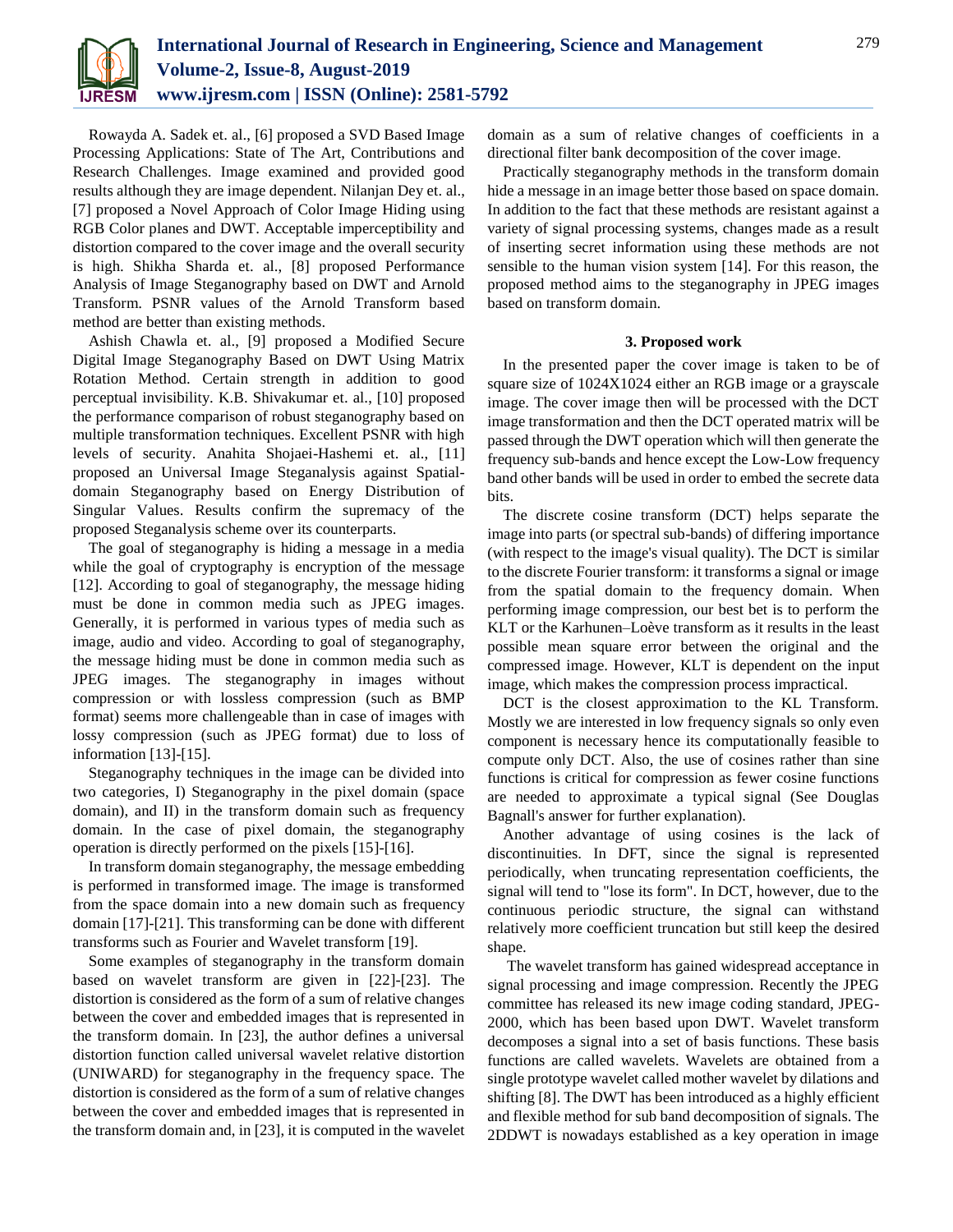Rowayda A. Sadek et. al., [6] proposed a SVD Based Image Processing Applications: State of The Art, Contributions and Research Challenges. Image examined and provided good results although they are image dependent. Nilanjan Dey et. al., [7] proposed a Novel Approach of Color Image Hiding using RGB Color planes and DWT. Acceptable imperceptibility and distortion compared to the cover image and the overall security is high. Shikha Sharda et. al., [8] proposed Performance Analysis of Image Steganography based on DWT and Arnold Transform. PSNR values of the Arnold Transform based method are better than existing methods.

Ashish Chawla et. al., [9] proposed a Modified Secure Digital Image Steganography Based on DWT Using Matrix Rotation Method. Certain strength in addition to good perceptual invisibility. K.B. Shivakumar et. al., [10] proposed the performance comparison of robust steganography based on multiple transformation techniques. Excellent PSNR with high levels of security. Anahita Shojaei-Hashemi et. al., [11] proposed an Universal Image Steganalysis against Spatial-domain Steganography based on Energy Distribution of Singular Values. Results confirm the supremacy of the proposed Steganalysis scheme over its counterparts.

The goal of steganography is hiding a message in a media while the goal of cryptography is encryption of the message [12]. According to goal of steganography, the message hiding must be done in common media such as JPEG images. Generally, it is performed in various types of media such as image, audio and video. According to goal of steganography, the message hiding must be done in common media such as JPEG images. The steganography in images without compression or with lossless compression (such as BMP format) seems more challengeable than in case of images with lossy compression (such as JPEG format) due to loss of information [13]-[15].

Steganography techniques in the image can be divided into two categories, I) Steganography in the pixel domain (space domain), and II) in the transform domain such as frequency domain. In the case of pixel domain, the steganography operation is directly performed on the pixels [15]-[16].

In transform domain steganography, the message embedding is performed in transformed image. The image is transformed from the space domain into a new domain such as frequency domain [17]-[21]. This transforming can be done with different transforms such as Fourier and Wavelet transform [19].

Some examples of steganography in the transform domain based on wavelet transform are given in [22]-[23]. The distortion is considered as the form of a sum of relative changes between the cover and embedded images that is represented in the transform domain. In [23], the author defines a universal distortion function called universal wavelet relative distortion (UNIWARD) for steganography in the frequency space. The distortion is considered as the form of a sum of relative changes between the cover and embedded images that is represented in the transform domain and, in [23], it is computed in the wavelet domain as a sum of relative changes of coefficients in a directional filter bank decomposition of the cover image.

Practically steganography methods in the transform domain hide a message in an image better those based on space domain. In addition to the fact that these methods are resistant against a variety of signal processing systems, changes made as a result of inserting secret information using these methods are not sensible to the human vision system [14]. For this reason, the proposed method aims to the steganography in JPEG images based on transform domain.

## 3. Proposed work

In the presented paper the cover image is taken to be of square size of 1024X1024 either an RGB image or a grayscale image. The cover image then will be processed with the DCT image transformation and then the DCT operated matrix will be passed through the DWT operation which will then generate the frequency sub-bands and hence except the Low-Low frequency band other bands will be used in order to embed the secrete data bits.

The discrete cosine transform (DCT) helps separate the image into parts (or spectral sub-bands) of differing importance (with respect to the image's visual quality). The DCT is similar to the discrete Fourier transform: it transforms a signal or image from the spatial domain to the frequency domain. When performing image compression, our best bet is to perform the KLT or the Karhunen–Loève transform as it results in the least possible mean square error between the original and the compressed image. However, KLT is dependent on the input image, which makes the compression process impractical.

DCT is the closest approximation to the KL Transform. Mostly we are interested in low frequency signals so only even component is necessary hence its computationally feasible to compute only DCT. Also, the use of cosines rather than sine functions is critical for compression as fewer cosine functions are needed to approximate a typical signal (See Douglas Bagnall's answer for further explanation).

Another advantage of using cosines is the lack of discontinuities. In DFT, since the signal is represented periodically, when truncating representation coefficients, the signal will tend to "lose its form". In DCT, however, due to the continuous periodic structure, the signal can withstand relatively more coefficient truncation but still keep the desired shape.

The wavelet transform has gained widespread acceptance in signal processing and image compression. Recently the JPEG committee has released its new image coding standard, JPEG-2000, which has been based upon DWT. Wavelet transform decomposes a signal into a set of basis functions. These basis functions are called wavelets. Wavelets are obtained from a single prototype wavelet called mother wavelet by dilations and shifting [8]. The DWT has been introduced as a highly efficient and flexible method for sub band decomposition of signals. The 2DDWT is nowadays established as a key operation in image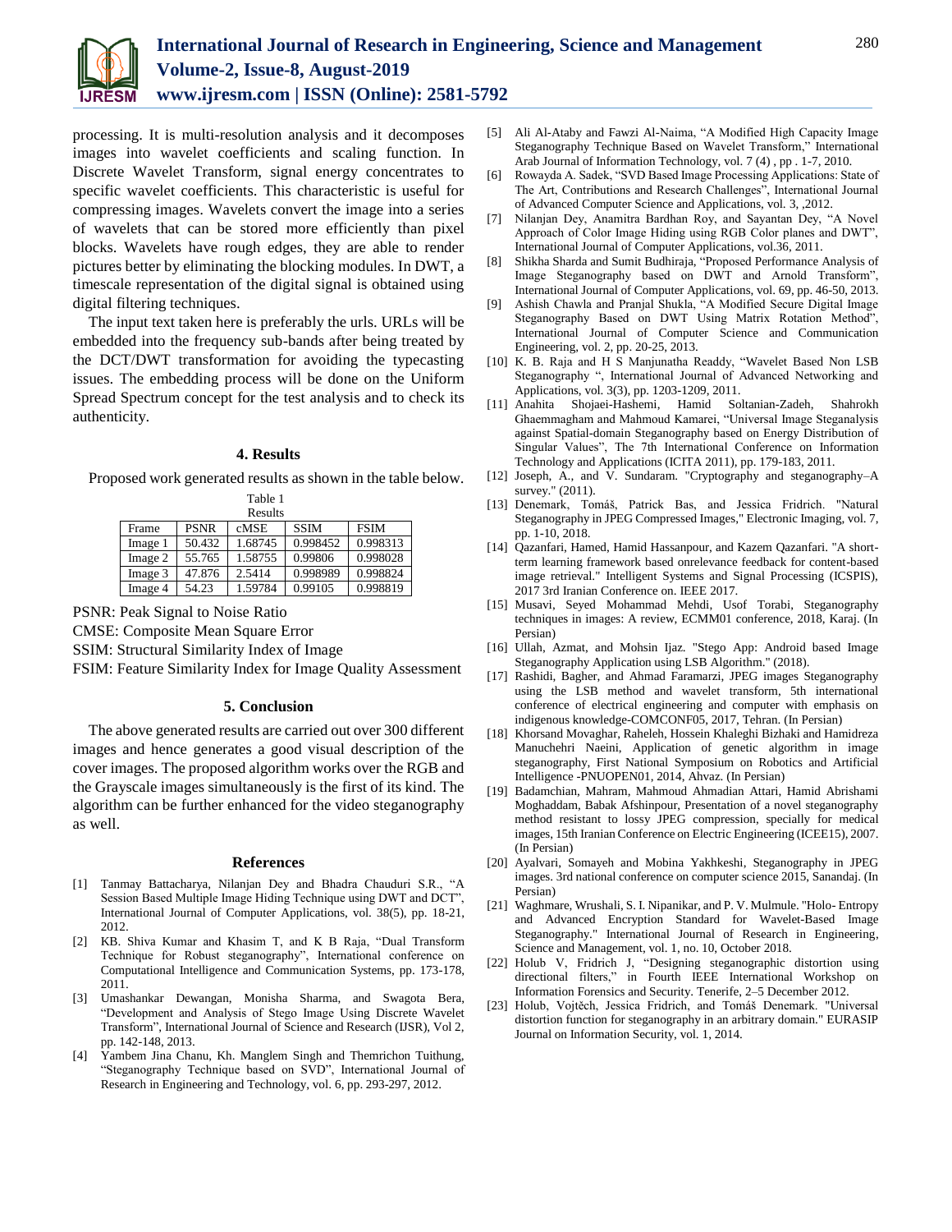processing. It is multi-resolution analysis and it decomposes images into wavelet coefficients and scaling function. In Discrete Wavelet Transform, signal energy concentrates to specific wavelet coefficients. This characteristic is useful for compressing images. Wavelets convert the image into a series of wavelets that can be stored more efficiently than pixel blocks. Wavelets have rough edges, they are able to render pictures better by eliminating the blocking modules. In DWT, a timescale representation of the digital signal is obtained using digital filtering techniques.

The input text taken here is preferably the urls. URLs will be embedded into the frequency sub-bands after being treated by the DCT/DWT transformation for avoiding the typecasting issues. The embedding process will be done on the Uniform Spread Spectrum concept for the test analysis and to check its authenticity.

## 4. Results

Proposed work generated results as shown in the table below.

Table 1
Results

| Frame | PSNR | cMSE | SSIM | FSIM |
|---|---|---|---|---|
| Image 1 | 50.432 | 1.68745 | 0.998452 | 0.998313 |
| Image 2 | 55.765 | 1.58755 | 0.99806 | 0.998028 |
| Image 3 | 47.876 | 2.5414 | 0.998989 | 0.998824 |
| Image 4 | 54.23 | 1.59784 | 0.99105 | 0.998819 |

PSNR: Peak Signal to Noise Ratio

CMSE: Composite Mean Square Error

SSIM: Structural Similarity Index of Image

FSIM: Feature Similarity Index for Image Quality Assessment

## 5. Conclusion

The above generated results are carried out over 300 different images and hence generates a good visual description of the cover images. The proposed algorithm works over the RGB and the Grayscale images simultaneously is the first of its kind. The algorithm can be further enhanced for the video steganography as well.

## References

[1] Tanmay Battacharya, Nilanjan Dey and Bhadra Chauduri S.R., "A Session Based Multiple Image Hiding Technique using DWT and DCT", International Journal of Computer Applications, vol. 38(5), pp. 18-21, 2012.

[2] KB. Shiva Kumar and Khasim T, and K B Raja, "Dual Transform Technique for Robust steganography", International conference on Computational Intelligence and Communication Systems, pp. 173-178, 2011.

[3] Umashankar Dewangan, Monisha Sharma, and Swagota Bera, "Development and Analysis of Stego Image Using Discrete Wavelet Transform", International Journal of Science and Research (IJSR), Vol 2, pp. 142-148, 2013.

[4] Yambem Jina Chanu, Kh. Manglem Singh and Themrichon Tuithung, "Steganography Technique based on SVD", International Journal of Research in Engineering and Technology, vol. 6, pp. 293-297, 2012.

[5] Ali Al-Ataby and Fawzi Al-Naima, "A Modified High Capacity Image Steganography Technique Based on Wavelet Transform," International Arab Journal of Information Technology, vol. 7 (4) , pp . 1-7, 2010.

[6] Rowayda A. Sadek, "SVD Based Image Processing Applications: State of The Art, Contributions and Research Challenges", International Journal of Advanced Computer Science and Applications, vol. 3, ,2012.

[7] Nilanjan Dey, Anamitra Bardhan Roy, and Sayantan Dey, "A Novel Approach of Color Image Hiding using RGB Color planes and DWT", International Journal of Computer Applications, vol.36, 2011.

[8] Shikha Sharda and Sumit Budhiraja, "Proposed Performance Analysis of Image Steganography based on DWT and Arnold Transform", International Journal of Computer Applications, vol. 69, pp. 46-50, 2013.

[9] Ashish Chawla and Pranjal Shukla, "A Modified Secure Digital Image Steganography Based on DWT Using Matrix Rotation Method", International Journal of Computer Science and Communication Engineering, vol. 2, pp. 20-25, 2013.

[10] K. B. Raja and H S Manjunatha Readdy, "Wavelet Based Non LSB Steganography ", International Journal of Advanced Networking and Applications, vol. 3(3), pp. 1203-1209, 2011.

[11] Anahita Shojaei-Hashemi, Hamid Soltanian-Zadeh, Shahrokh Ghaemmagham and Mahmoud Kamarei, "Universal Image Steganalysis against Spatial-domain Steganography based on Energy Distribution of Singular Values", The 7th International Conference on Information Technology and Applications (ICITA 2011), pp. 179-183, 2011.

[12] Joseph, A., and V. Sundaram. "Cryptography and steganography–A survey." (2011).

[13] Denemark, Tomáš, Patrick Bas, and Jessica Fridrich. "Natural Steganography in JPEG Compressed Images," Electronic Imaging, vol. 7, pp. 1-10, 2018.

[14] Qazanfari, Hamed, Hamid Hassanpour, and Kazem Qazanfari. "A short-term learning framework based onrelevance feedback for content-based image retrieval." Intelligent Systems and Signal Processing (ICSPIS), 2017 3rd Iranian Conference on. IEEE 2017.

[15] Musavi, Seyed Mohammad Mehdi, Usof Torabi, Steganography techniques in images: A review, ECMM01 conference, 2018, Karaj. (In Persian)

[16] Ullah, Azmat, and Mohsin Ijaz. "Stego App: Android based Image Steganography Application using LSB Algorithm." (2018).

[17] Rashidi, Bagher, and Ahmad Faramarzi, JPEG images Steganography using the LSB method and wavelet transform, 5th international conference of electrical engineering and computer with emphasis on indigenous knowledge-COMCONF05, 2017, Tehran. (In Persian)

[18] Khorsand Movaghar, Raheleh, Hossein Khaleghi Bizhaki and Hamidreza Manuchehri Naeini, Application of genetic algorithm in image steganography, First National Symposium on Robotics and Artificial Intelligence -PNUOPEN01, 2014, Ahvaz. (In Persian)

[19] Badamchian, Mahram, Mahmoud Ahmadian Attari, Hamid Abrishami Moghaddam, Babak Afshinpour, Presentation of a novel steganography method resistant to lossy JPEG compression, specially for medical images, 15th Iranian Conference on Electric Engineering (ICEE15), 2007. (In Persian)

[20] Ayalvari, Somayeh and Mobina Yakhkeshi, Steganography in JPEG images. 3rd national conference on computer science 2015, Sanandaj. (In Persian)

[21] Waghmare, Wrushali, S. I. Nipanikar, and P. V. Mulmule. "Holo- Entropy and Advanced Encryption Standard for Wavelet-Based Image Steganography." International Journal of Research in Engineering, Science and Management, vol. 1, no. 10, October 2018.

[22] Holub V, Fridrich J, "Designing steganographic distortion using directional filters," in Fourth IEEE International Workshop on Information Forensics and Security. Tenerife, 2–5 December 2012.

[23] Holub, Vojtěch, Jessica Fridrich, and Tomáš Denemark. "Universal distortion function for steganography in an arbitrary domain." EURASIP Journal on Information Security, vol. 1, 2014.